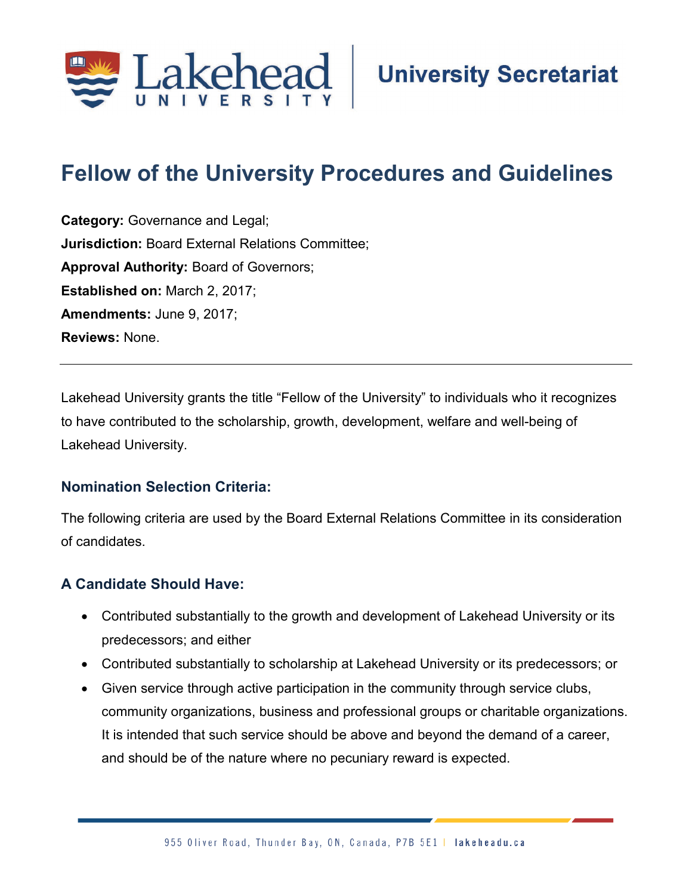Lakehead University | University Secretariat

# Fellow of the University Procedures and Guidelines

**Category:** Governance and Legal;
**Jurisdiction:** Board External Relations Committee;
**Approval Authority:** Board of Governors;
**Established on:** March 2, 2017;
**Amendments:** June 9, 2017;
**Reviews:** None.

---

Lakehead University grants the title "Fellow of the University" to individuals who it recognizes to have contributed to the scholarship, growth, development, welfare and well-being of Lakehead University.

## Nomination Selection Criteria:

The following criteria are used by the Board External Relations Committee in its consideration of candidates.

## A Candidate Should Have:

- Contributed substantially to the growth and development of Lakehead University or its predecessors; and either
- Contributed substantially to scholarship at Lakehead University or its predecessors; or
- Given service through active participation in the community through service clubs, community organizations, business and professional groups or charitable organizations. It is intended that such service should be above and beyond the demand of a career, and should be of the nature where no pecuniary reward is expected.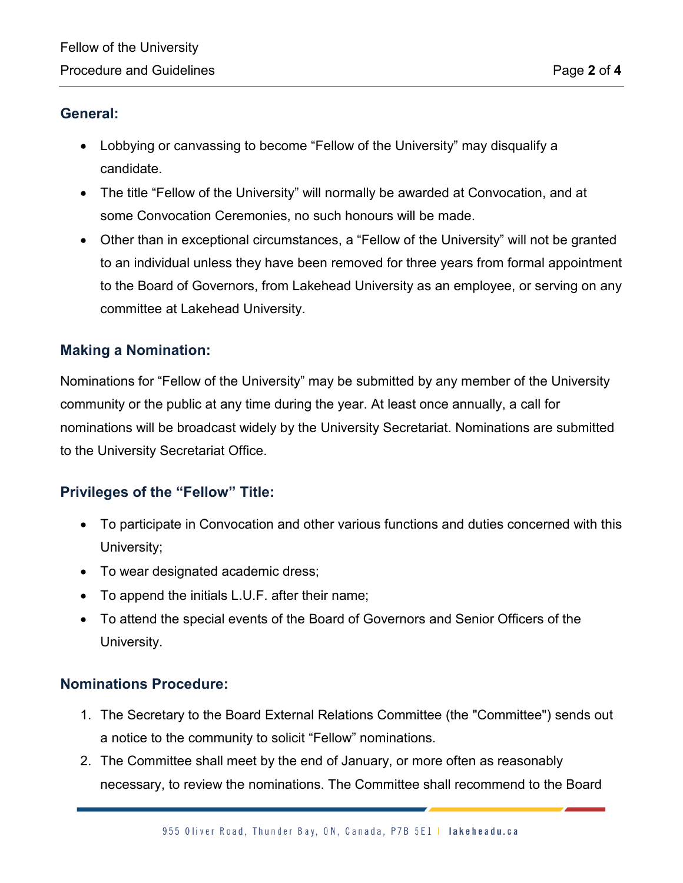## General:

- Lobbying or canvassing to become “Fellow of the University” may disqualify a candidate.
- The title “Fellow of the University” will normally be awarded at Convocation, and at some Convocation Ceremonies, no such honours will be made.
- Other than in exceptional circumstances, a “Fellow of the University” will not be granted to an individual unless they have been removed for three years from formal appointment to the Board of Governors, from Lakehead University as an employee, or serving on any committee at Lakehead University.

## Making a Nomination:

Nominations for “Fellow of the University” may be submitted by any member of the University community or the public at any time during the year. At least once annually, a call for nominations will be broadcast widely by the University Secretariat. Nominations are submitted to the University Secretariat Office.

## Privileges of the “Fellow” Title:

- To participate in Convocation and other various functions and duties concerned with this University;
- To wear designated academic dress;
- To append the initials L.U.F. after their name;
- To attend the special events of the Board of Governors and Senior Officers of the University.

## Nominations Procedure:

1. The Secretary to the Board External Relations Committee (the "Committee") sends out a notice to the community to solicit “Fellow” nominations.
2. The Committee shall meet by the end of January, or more often as reasonably necessary, to review the nominations. The Committee shall recommend to the Board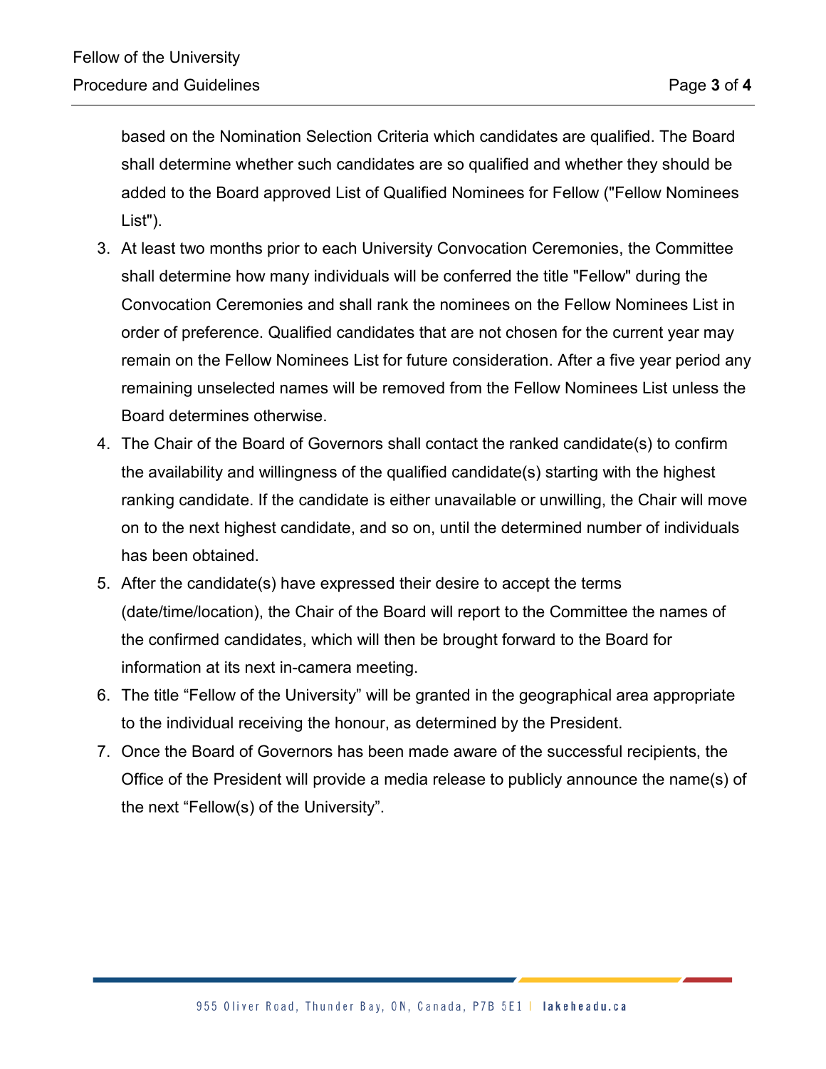based on the Nomination Selection Criteria which candidates are qualified. The Board shall determine whether such candidates are so qualified and whether they should be added to the Board approved List of Qualified Nominees for Fellow ("Fellow Nominees List").

3. At least two months prior to each University Convocation Ceremonies, the Committee shall determine how many individuals will be conferred the title "Fellow" during the Convocation Ceremonies and shall rank the nominees on the Fellow Nominees List in order of preference. Qualified candidates that are not chosen for the current year may remain on the Fellow Nominees List for future consideration. After a five year period any remaining unselected names will be removed from the Fellow Nominees List unless the Board determines otherwise.
4. The Chair of the Board of Governors shall contact the ranked candidate(s) to confirm the availability and willingness of the qualified candidate(s) starting with the highest ranking candidate. If the candidate is either unavailable or unwilling, the Chair will move on to the next highest candidate, and so on, until the determined number of individuals has been obtained.
5. After the candidate(s) have expressed their desire to accept the terms (date/time/location), the Chair of the Board will report to the Committee the names of the confirmed candidates, which will then be brought forward to the Board for information at its next in-camera meeting.
6. The title "Fellow of the University" will be granted in the geographical area appropriate to the individual receiving the honour, as determined by the President.
7. Once the Board of Governors has been made aware of the successful recipients, the Office of the President will provide a media release to publicly announce the name(s) of the next "Fellow(s) of the University".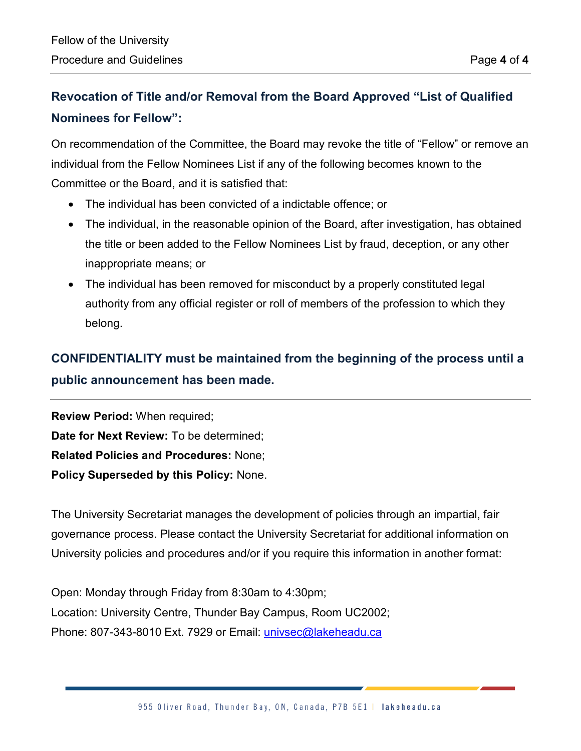## Revocation of Title and/or Removal from the Board Approved "List of Qualified Nominees for Fellow":

On recommendation of the Committee, the Board may revoke the title of "Fellow" or remove an individual from the Fellow Nominees List if any of the following becomes known to the Committee or the Board, and it is satisfied that:

- The individual has been convicted of a indictable offence; or
- The individual, in the reasonable opinion of the Board, after investigation, has obtained the title or been added to the Fellow Nominees List by fraud, deception, or any other inappropriate means; or
- The individual has been removed for misconduct by a properly constituted legal authority from any official register or roll of members of the profession to which they belong.

## CONFIDENTIALITY must be maintained from the beginning of the process until a public announcement has been made.

---

**Review Period:** When required;
**Date for Next Review:** To be determined;
**Related Policies and Procedures:** None;
**Policy Superseded by this Policy:** None.

The University Secretariat manages the development of policies through an impartial, fair governance process. Please contact the University Secretariat for additional information on University policies and procedures and/or if you require this information in another format:

Open: Monday through Friday from 8:30am to 4:30pm;
Location: University Centre, Thunder Bay Campus, Room UC2002;
Phone: 807-343-8010 Ext. 7929 or Email: univsec@lakeheadu.ca

955 Oliver Road, Thunder Bay, ON, Canada, P7B 5E1 | lakeheadu.ca